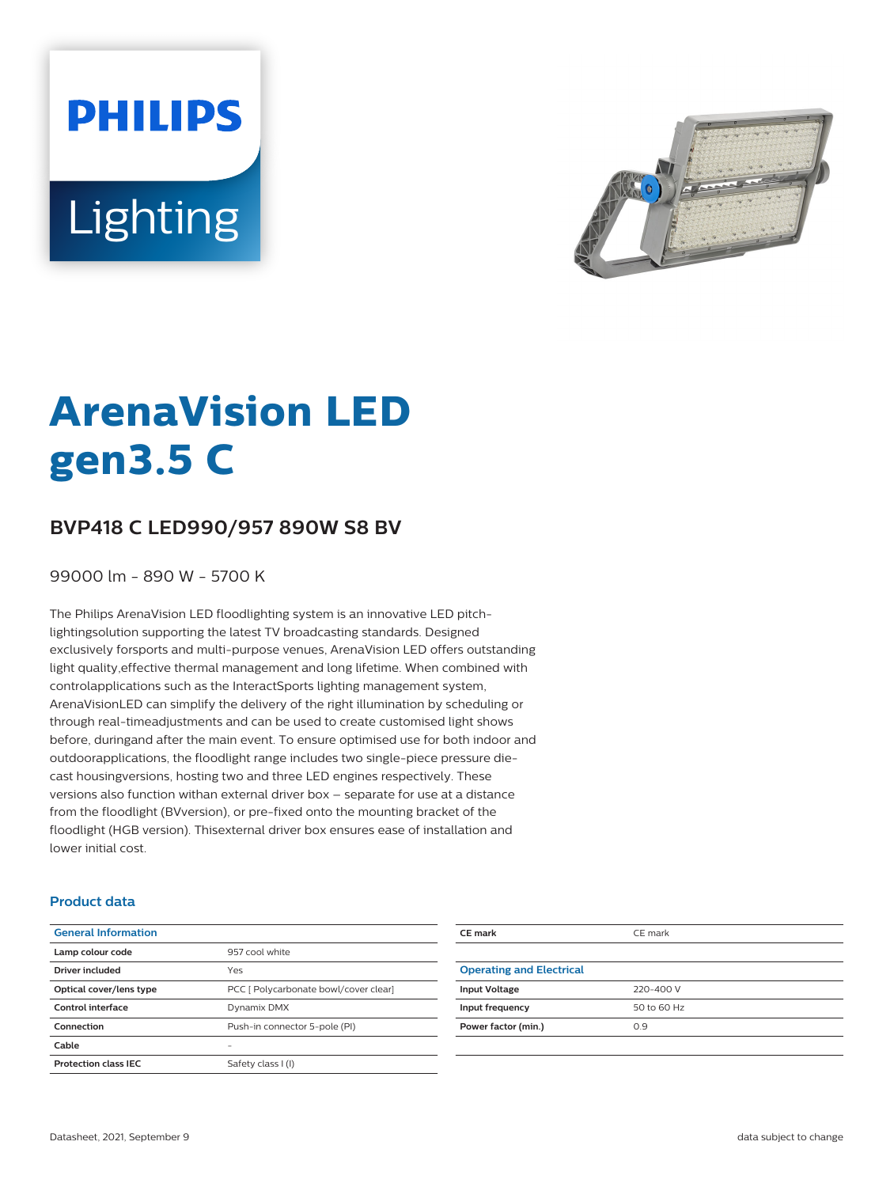# ArenaVision LED gen3.5 C

## BVP418 C LED990/957 890W S8 BV

99000 lm - 890 W - 5700 K

The Philips ArenaVision LED floodlighting system is an innovative LED pitch-lightingsolution supporting the latest TV broadcasting standards. Designed exclusively forsports and multi-purpose venues, ArenaVision LED offers outstanding light quality,effective thermal management and long lifetime. When combined with controlapplications such as the InteractSports lighting management system, ArenaVisionLED can simplify the delivery of the right illumination by scheduling or through real-timeadjustments and can be used to create customised light shows before, duringand after the main event. To ensure optimised use for both indoor and outdoorapplications, the floodlight range includes two single-piece pressure die-cast housingversions, hosting two and three LED engines respectively. These versions also function withan external driver box – separate for use at a distance from the floodlight (BVversion), or pre-fixed onto the mounting bracket of the floodlight (HGB version). Thisexternal driver box ensures ease of installation and lower initial cost.

### Product data

| General Information | |
|---|---|
| Lamp colour code | 957 cool white |
| Driver included | Yes |
| Optical cover/lens type | PCC [ Polycarbonate bowl/cover clear] |
| Control interface | Dynamix DMX |
| Connection | Push-in connector 5-pole (PI) |
| Cable | - |
| Protection class IEC | Safety class I (I) |

| CE mark | CE mark |
|---|---|

| Operating and Electrical | |
|---|---|
| Input Voltage | 220-400 V |
| Input frequency | 50 to 60 Hz |
| Power factor (min.) | 0.9 |

Datasheet, 2021, September 9

data subject to change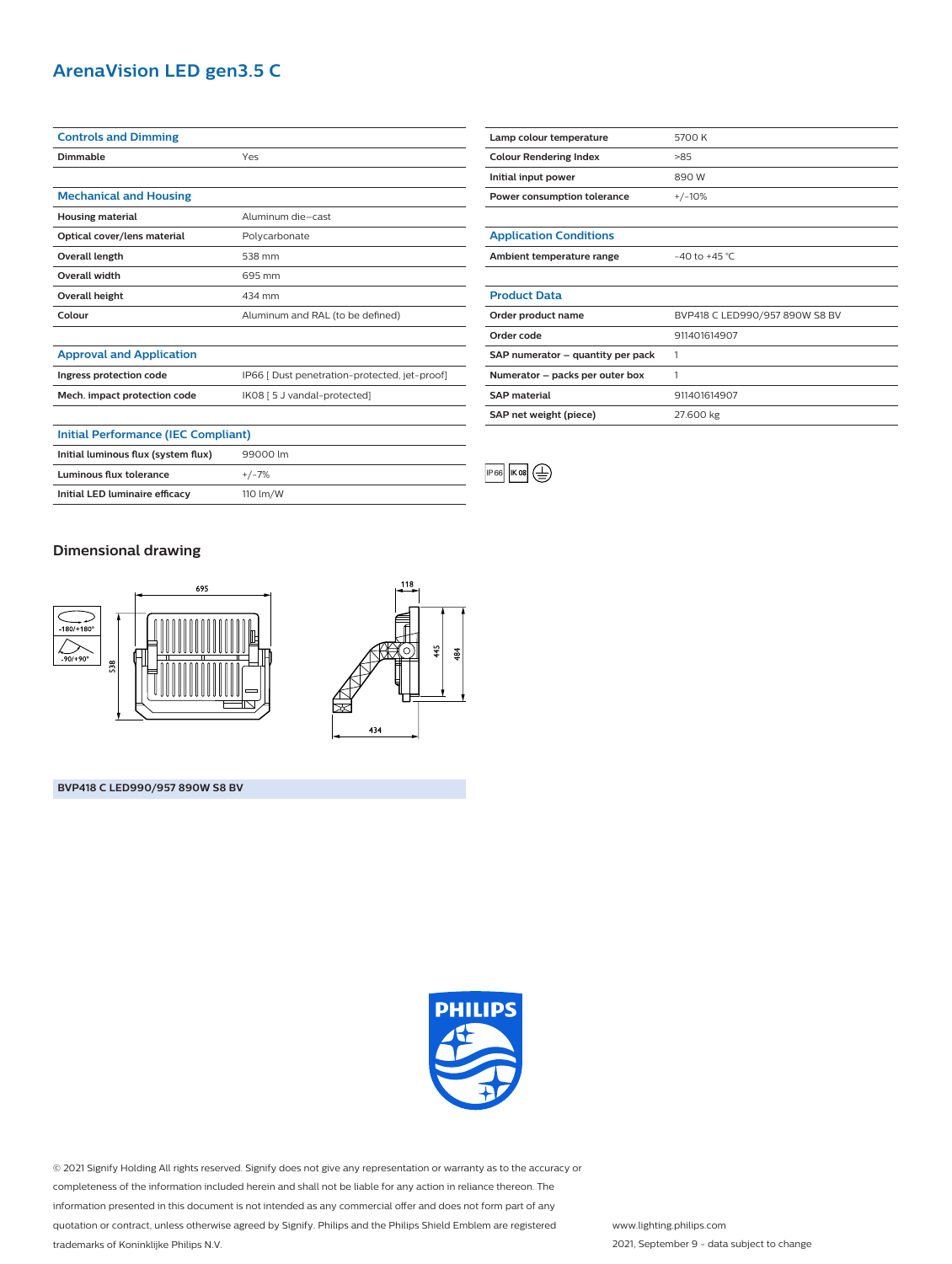# ArenaVision LED gen3.5 C

| Controls and Dimming | |
|---|---|
| Dimmable | Yes |

| Mechanical and Housing | |
|---|---|
| Housing material | Aluminum die-cast |
| Optical cover/lens material | Polycarbonate |
| Overall length | 538 mm |
| Overall width | 695 mm |
| Overall height | 434 mm |
| Colour | Aluminum and RAL (to be defined) |

| Approval and Application | |
|---|---|
| Ingress protection code | IP66 [ Dust penetration-protected, jet-proof] |
| Mech. impact protection code | IK08 [ 5 J vandal-protected] |

| Initial Performance (IEC Compliant) | |
|---|---|
| Initial luminous flux (system flux) | 99000 lm |
| Luminous flux tolerance | +/-7% |
| Initial LED luminaire efficacy | 110 lm/W |

| | |
|---|---|
| Lamp colour temperature | 5700 K |
| Colour Rendering Index | >85 |
| Initial input power | 890 W |
| Power consumption tolerance | +/-10% |

| Application Conditions | |
|---|---|
| Ambient temperature range | -40 to +45 °C |

| Product Data | |
|---|---|
| Order product name | BVP418 C LED990/957 890W S8 BV |
| Order code | 911401614907 |
| SAP numerator – quantity per pack | 1 |
| Numerator – packs per outer box | 1 |
| SAP material | 911401614907 |
| SAP net weight (piece) | 27.600 kg |

IP66 IK08

## Dimensional drawing

-180/+180°
-90/+90°
695
538
118
445
484
434

BVP418 C LED990/957 890W S8 BV

© 2021 Signify Holding All rights reserved. Signify does not give any representation or warranty as to the accuracy or completeness of the information included herein and shall not be liable for any action in reliance thereon. The information presented in this document is not intended as any commercial offer and does not form part of any quotation or contract, unless otherwise agreed by Signify. Philips and the Philips Shield Emblem are registered trademarks of Koninklijke Philips N.V.

www.lighting.philips.com
2021, September 9 - data subject to change